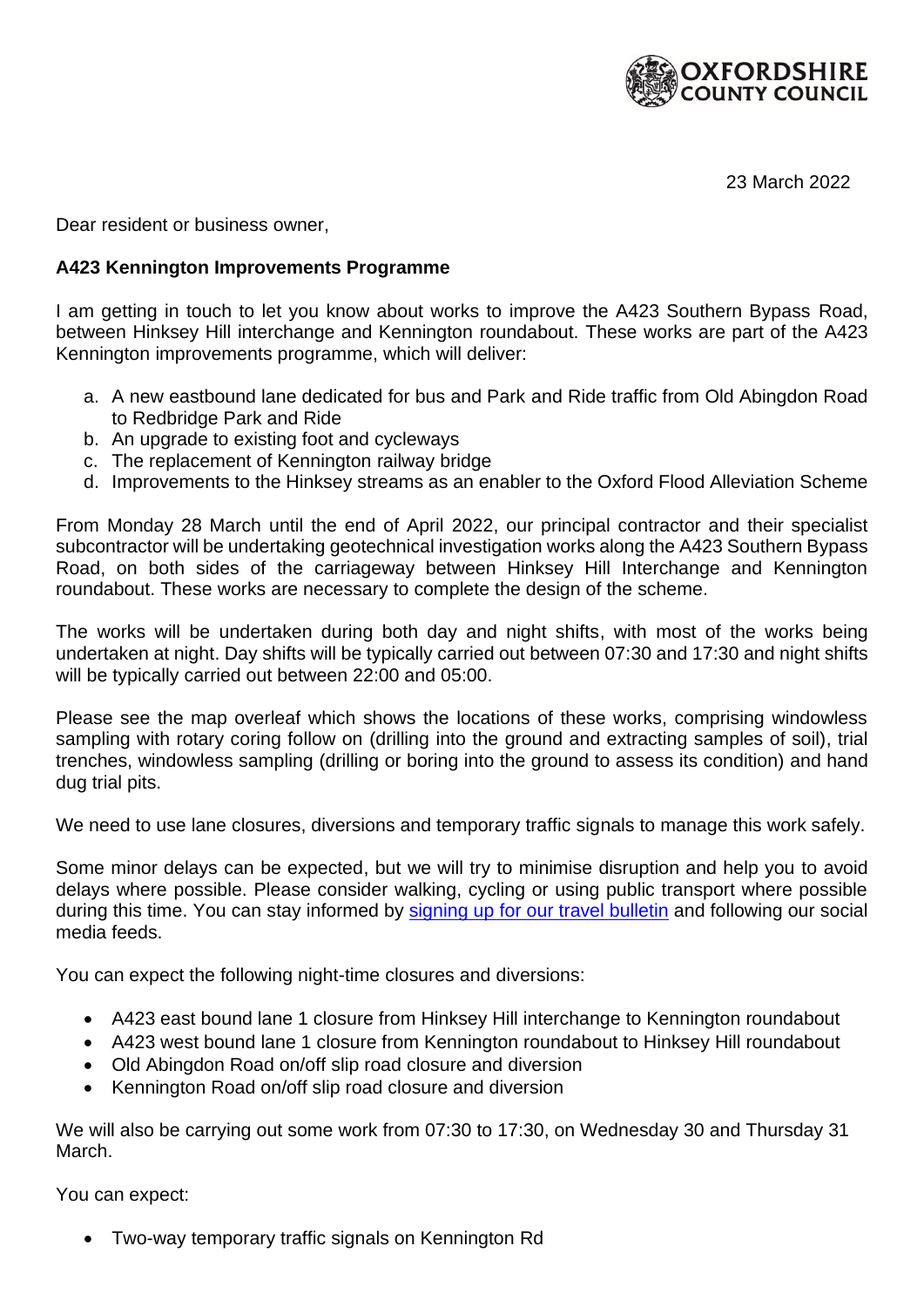OXFORDSHIRE COUNTY COUNCIL

23 March 2022

Dear resident or business owner,

**A423 Kennington Improvements Programme**

I am getting in touch to let you know about works to improve the A423 Southern Bypass Road, between Hinksey Hill interchange and Kennington roundabout. These works are part of the A423 Kennington improvements programme, which will deliver:

a. A new eastbound lane dedicated for bus and Park and Ride traffic from Old Abingdon Road to Redbridge Park and Ride
b. An upgrade to existing foot and cycleways
c. The replacement of Kennington railway bridge
d. Improvements to the Hinksey streams as an enabler to the Oxford Flood Alleviation Scheme

From Monday 28 March until the end of April 2022, our principal contractor and their specialist subcontractor will be undertaking geotechnical investigation works along the A423 Southern Bypass Road, on both sides of the carriageway between Hinksey Hill Interchange and Kennington roundabout. These works are necessary to complete the design of the scheme.

The works will be undertaken during both day and night shifts, with most of the works being undertaken at night. Day shifts will be typically carried out between 07:30 and 17:30 and night shifts will be typically carried out between 22:00 and 05:00.

Please see the map overleaf which shows the locations of these works, comprising windowless sampling with rotary coring follow on (drilling into the ground and extracting samples of soil), trial trenches, windowless sampling (drilling or boring into the ground to assess its condition) and hand dug trial pits.

We need to use lane closures, diversions and temporary traffic signals to manage this work safely.

Some minor delays can be expected, but we will try to minimise disruption and help you to avoid delays where possible. Please consider walking, cycling or using public transport where possible during this time. You can stay informed by signing up for our travel bulletin and following our social media feeds.

You can expect the following night-time closures and diversions:

- A423 east bound lane 1 closure from Hinksey Hill interchange to Kennington roundabout
- A423 west bound lane 1 closure from Kennington roundabout to Hinksey Hill roundabout
- Old Abingdon Road on/off slip road closure and diversion
- Kennington Road on/off slip road closure and diversion

We will also be carrying out some work from 07:30 to 17:30, on Wednesday 30 and Thursday 31 March.

You can expect:

- Two-way temporary traffic signals on Kennington Rd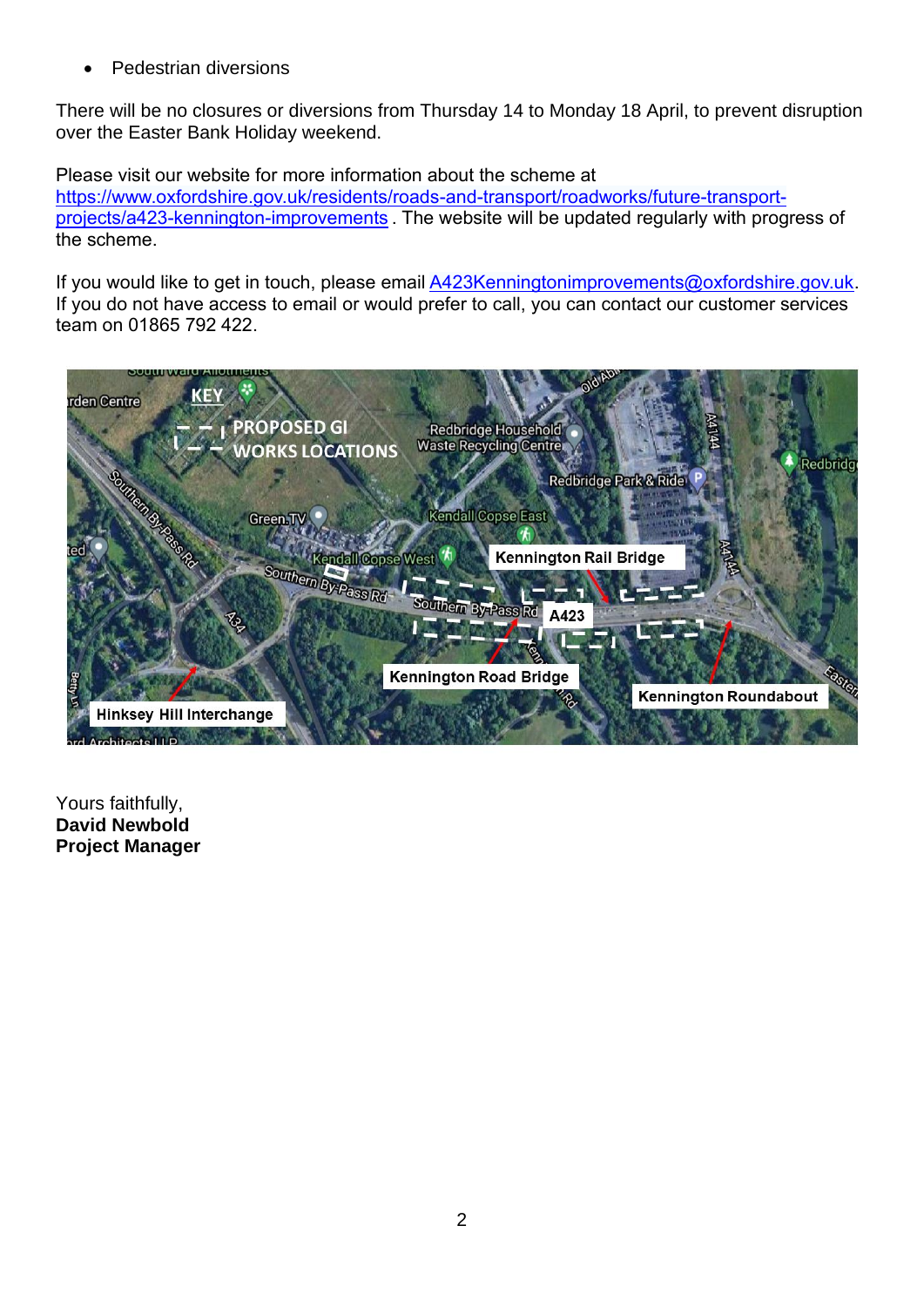- Pedestrian diversions

There will be no closures or diversions from Thursday 14 to Monday 18 April, to prevent disruption over the Easter Bank Holiday weekend.

Please visit our website for more information about the scheme at [https://www.oxfordshire.gov.uk/residents/roads-and-transport/roadworks/future-transport-projects/a423-kennington-improvements](https://www.oxfordshire.gov.uk/residents/roads-and-transport/roadworks/future-transport-projects/a423-kennington-improvements) . The website will be updated regularly with progress of the scheme.

If you would like to get in touch, please email [A423Kenningtonimprovements@oxfordshire.gov.uk](mailto:A423Kenningtonimprovements@oxfordshire.gov.uk). If you do not have access to email or would prefer to call, you can contact our customer services team on 01865 792 422.

KEY

PROPOSED GI WORKS LOCATIONS

Kennington Rail Bridge

A423

Kennington Road Bridge

Kennington Roundabout

Hinksey Hill Interchange

Yours faithfully,
**David Newbold**
**Project Manager**